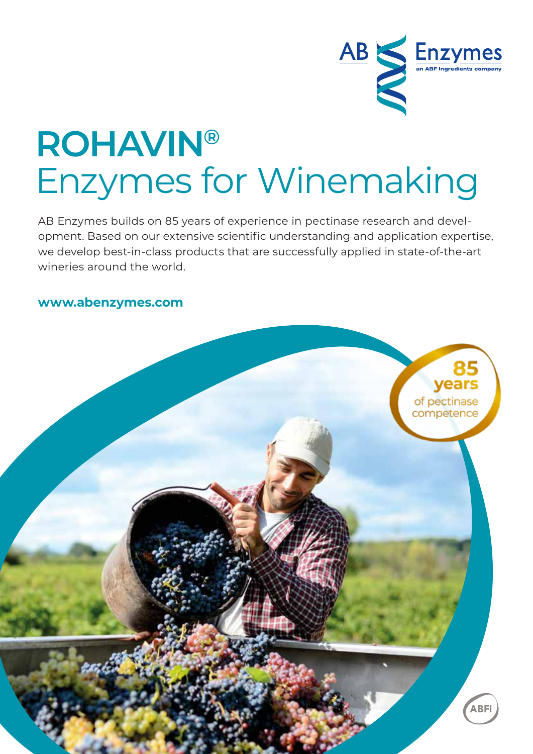AB Enzymes
an ABF Ingredients company

# ROHAVIN®
# Enzymes for Winemaking

AB Enzymes builds on 85 years of experience in pectinase research and development. Based on our extensive scientific understanding and application expertise, we develop best-in-class products that are successfully applied in state-of-the-art wineries around the world.

**www.abenzymes.com**

85 years of pectinase competence

ABFI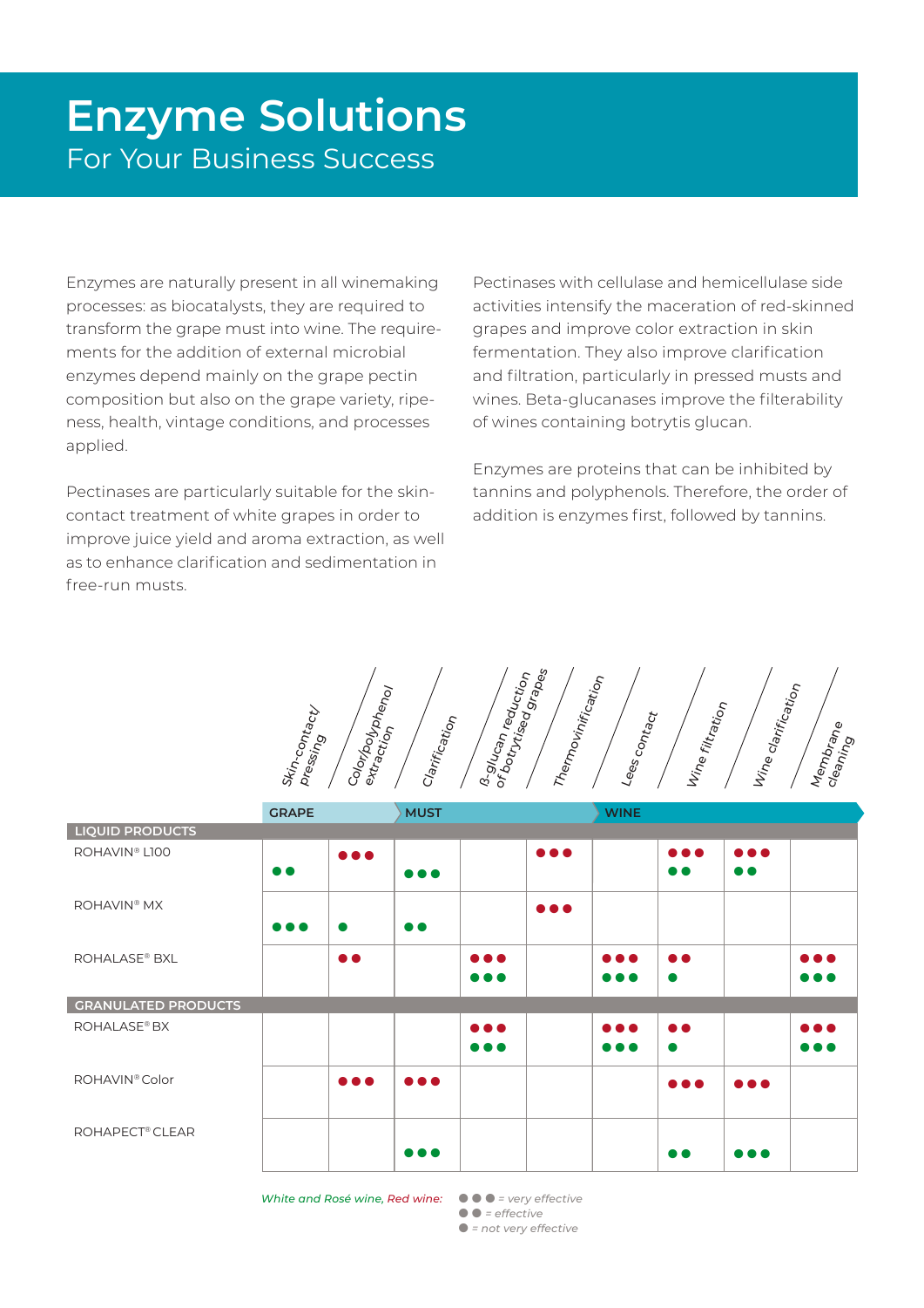# Enzyme Solutions

## For Your Business Success

Enzymes are naturally present in all winemaking processes: as biocatalysts, they are required to transform the grape must into wine. The requirements for the addition of external microbial enzymes depend mainly on the grape pectin composition but also on the grape variety, ripeness, health, vintage conditions, and processes applied.

Pectinases are particularly suitable for the skin-contact treatment of white grapes in order to improve juice yield and aroma extraction, as well as to enhance clarification and sedimentation in free-run musts.

Pectinases with cellulase and hemicellulase side activities intensify the maceration of red-skinned grapes and improve color extraction in skin fermentation. They also improve clarification and filtration, particularly in pressed musts and wines. Beta-glucanases improve the filterability of wines containing botrytis glucan.

Enzymes are proteins that can be inhibited by tannins and polyphenols. Therefore, the order of addition is enzymes first, followed by tannins.

| | GRAPE | | MUST | | | WINE | | | |
|---|---|---|---|---|---|---|---|---|---|
| | Skin-contact/ pressing | Color/polyphenol extraction | Clarification | ß-glucan reduction of botrytised grapes | Thermovinification | Lees contact | Wine filtration | Wine clarification | Membrane cleaning |
| **LIQUID PRODUCTS** | | | | | | | | | |
| ROHAVIN® L100 | White/Rosé: ●● | Red: ●●● | White/Rosé: ●●● | | Red: ●●● | | Red: ●●● White/Rosé: ●● | Red: ●●● White/Rosé: ●● | |
| ROHAVIN® MX | White/Rosé: ●●● | White/Rosé: ● | White/Rosé: ●● | | Red: ●●● | | | | |
| ROHALASE® BXL | | Red: ●● | | Red: ●●● White/Rosé: ●●● | | Red: ●●● White/Rosé: ●●● | Red: ●● White/Rosé: ● | | Red: ●●● White/Rosé: ●●● |
| **GRANULATED PRODUCTS** | | | | | | | | | |
| ROHALASE® BX | | | | Red: ●●● White/Rosé: ●●● | | Red: ●●● White/Rosé: ●●● | Red: ●● White/Rosé: ● | | Red: ●●● White/Rosé: ●●● |
| ROHAVIN® Color | | Red: ●●● | Red: ●●● | | | | Red: ●●● | Red: ●●● | |
| ROHAPECT® CLEAR | | | White/Rosé: ●●● | | | | White/Rosé: ●● | White/Rosé: ●●● | |

*White and Rosé wine, Red wine:* ●●● = very effective, ●● = effective, ● = not very effective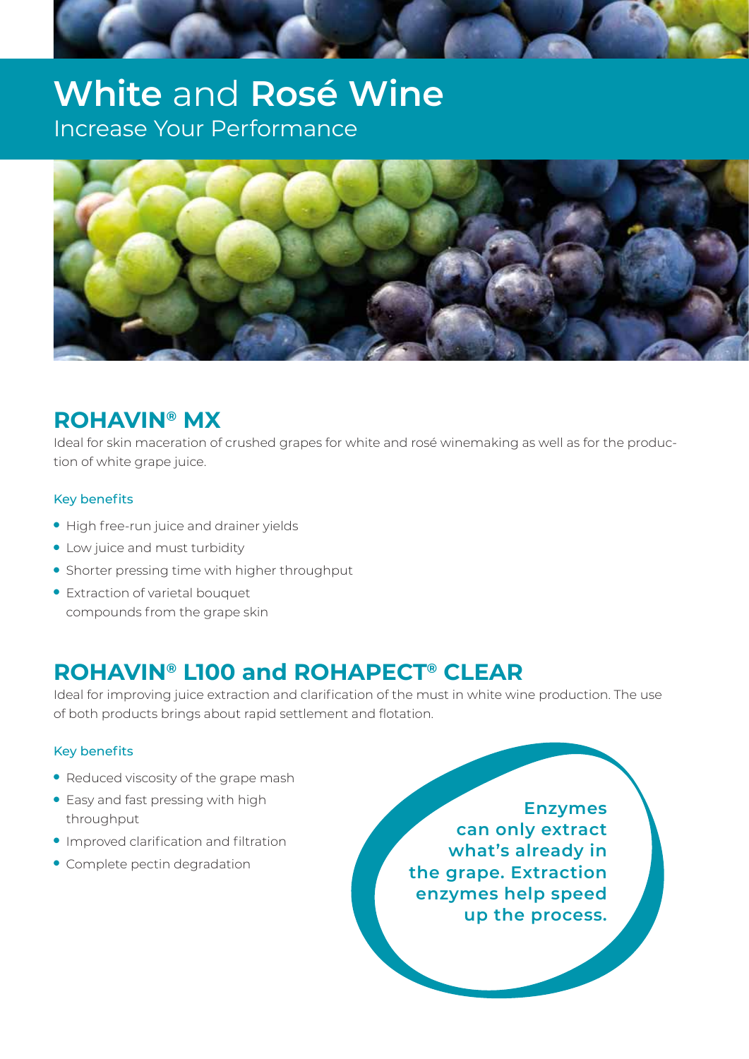# **White** and **Rosé Wine**

Increase Your Performance

## ROHAVIN® MX

Ideal for skin maceration of crushed grapes for white and rosé winemaking as well as for the production of white grape juice.

### Key benefits

- High free-run juice and drainer yields
- Low juice and must turbidity
- Shorter pressing time with higher throughput
- Extraction of varietal bouquet compounds from the grape skin

## ROHAVIN® L100 and ROHAPECT® CLEAR

Ideal for improving juice extraction and clarification of the must in white wine production. The use of both products brings about rapid settlement and flotation.

### Key benefits

- Reduced viscosity of the grape mash
- Easy and fast pressing with high throughput
- Improved clarification and filtration
- Complete pectin degradation

**Enzymes can only extract what's already in the grape. Extraction enzymes help speed up the process.**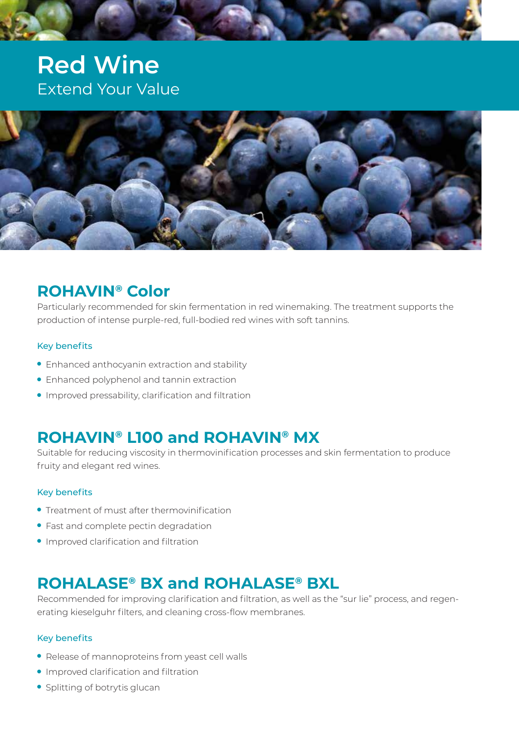# Red Wine

Extend Your Value

## ROHAVIN® Color

Particularly recommended for skin fermentation in red winemaking. The treatment supports the production of intense purple-red, full-bodied red wines with soft tannins.

### Key benefits

- Enhanced anthocyanin extraction and stability
- Enhanced polyphenol and tannin extraction
- Improved pressability, clarification and filtration

## ROHAVIN® L100 and ROHAVIN® MX

Suitable for reducing viscosity in thermovinification processes and skin fermentation to produce fruity and elegant red wines.

### Key benefits

- Treatment of must after thermovinification
- Fast and complete pectin degradation
- Improved clarification and filtration

## ROHALASE® BX and ROHALASE® BXL

Recommended for improving clarification and filtration, as well as the "sur lie" process, and regenerating kieselguhr filters, and cleaning cross-flow membranes.

### Key benefits

- Release of mannoproteins from yeast cell walls
- Improved clarification and filtration
- Splitting of botrytis glucan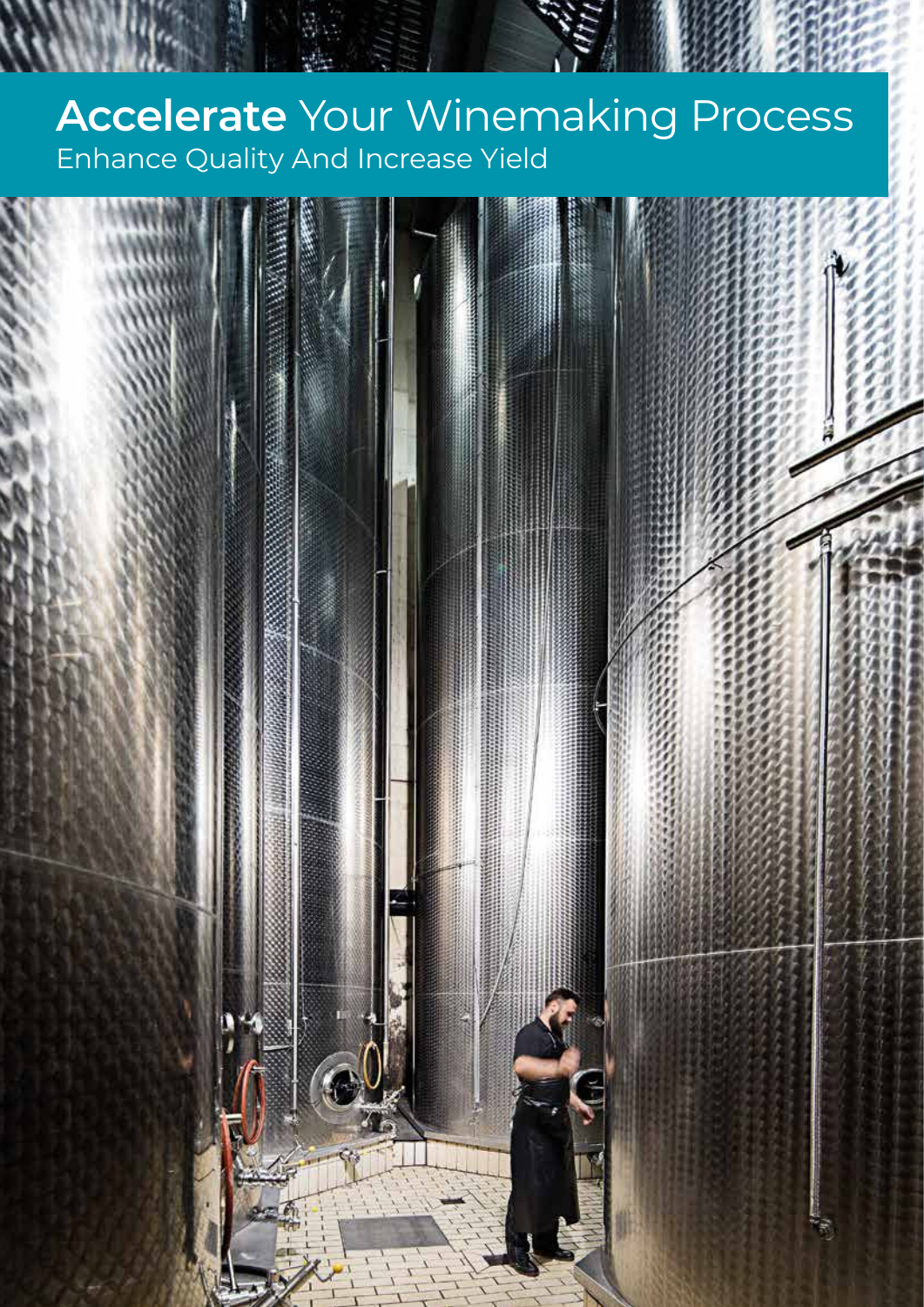# **Accelerate** Your Winemaking Process

Enhance Quality And Increase Yield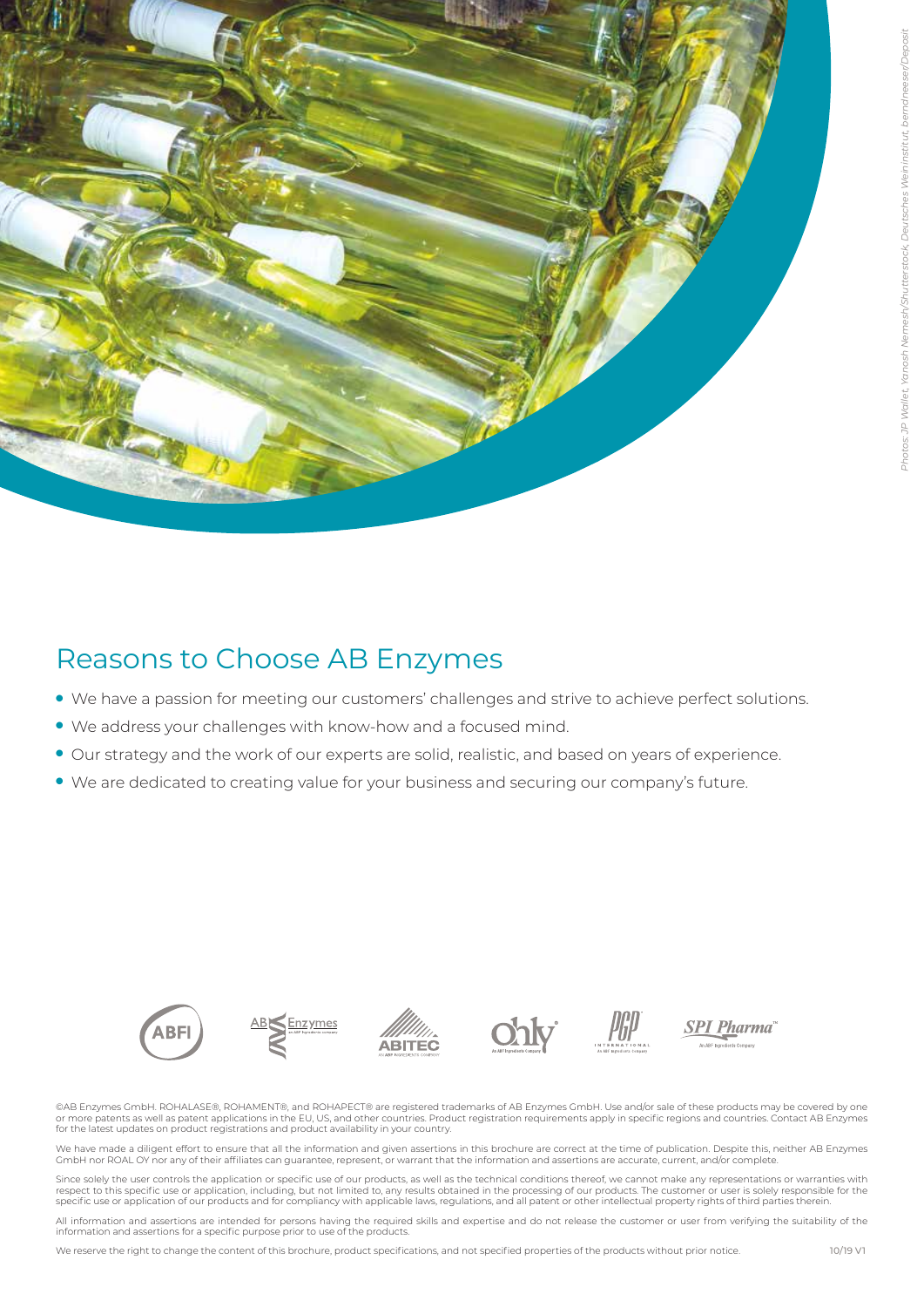## Reasons to Choose AB Enzymes

- We have a passion for meeting our customers' challenges and strive to achieve perfect solutions.
- We address your challenges with know-how and a focused mind.
- Our strategy and the work of our experts are solid, realistic, and based on years of experience.
- We are dedicated to creating value for your business and securing our company's future.

©AB Enzymes GmbH. ROHALASE®, ROHAMENT®, and ROHAPECT® are registered trademarks of AB Enzymes GmbH. Use and/or sale of these products may be covered by one or more patents as well as patent applications in the EU, US, and other countries. Product registration requirements apply in specific regions and countries. Contact AB Enzymes for the latest updates on product registrations and product availability in your country.

We have made a diligent effort to ensure that all the information and given assertions in this brochure are correct at the time of publication. Despite this, neither AB Enzymes GmbH nor ROAL OY nor any of their affiliates can guarantee, represent, or warrant that the information and assertions are accurate, current, and/or complete.

Since solely the user controls the application or specific use of our products, as well as the technical conditions thereof, we cannot make any representations or warranties with respect to this specific use or application, including, but not limited to, any results obtained in the processing of our products. The customer or user is solely responsible for the specific use or application of our products and for compliancy with applicable laws, regulations, and all patent or other intellectual property rights of third parties therein.

All information and assertions are intended for persons having the required skills and expertise and do not release the customer or user from verifying the suitability of the information and assertions for a specific purpose prior to use of the products.

We reserve the right to change the content of this brochure, product specifications, and not specified properties of the products without prior notice.

10/19 V1

*Photos: JP Wallet, Yanosh Nemesh/Shutterstock, Deutsches Weininstitut, berndneeser/Deposit*